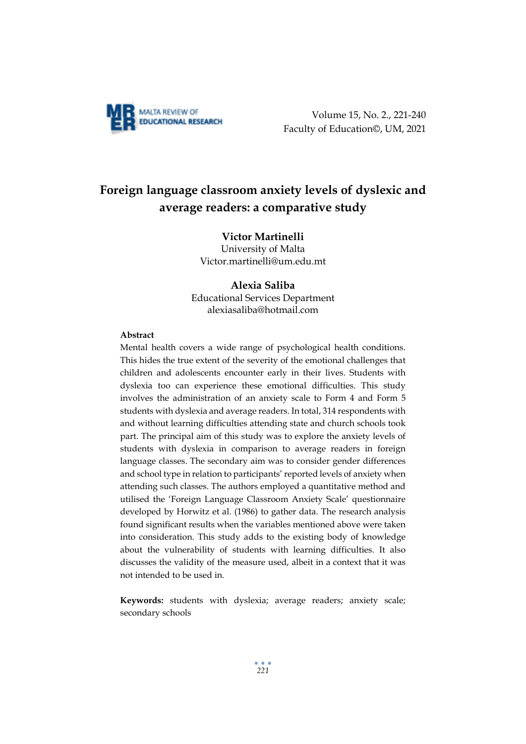# Foreign language classroom anxiety levels of dyslexic and average readers: a comparative study

**Victor Martinelli**
University of Malta
Victor.martinelli@um.edu.mt

**Alexia Saliba**
Educational Services Department
alexiasaliba@hotmail.com

**Abstract**

Mental health covers a wide range of psychological health conditions. This hides the true extent of the severity of the emotional challenges that children and adolescents encounter early in their lives. Students with dyslexia too can experience these emotional difficulties. This study involves the administration of an anxiety scale to Form 4 and Form 5 students with dyslexia and average readers. In total, 314 respondents with and without learning difficulties attending state and church schools took part. The principal aim of this study was to explore the anxiety levels of students with dyslexia in comparison to average readers in foreign language classes. The secondary aim was to consider gender differences and school type in relation to participants' reported levels of anxiety when attending such classes. The authors employed a quantitative method and utilised the 'Foreign Language Classroom Anxiety Scale' questionnaire developed by Horwitz et al. (1986) to gather data. The research analysis found significant results when the variables mentioned above were taken into consideration. This study adds to the existing body of knowledge about the vulnerability of students with learning difficulties. It also discusses the validity of the measure used, albeit in a context that it was not intended to be used in.

**Keywords:** students with dyslexia; average readers; anxiety scale; secondary schools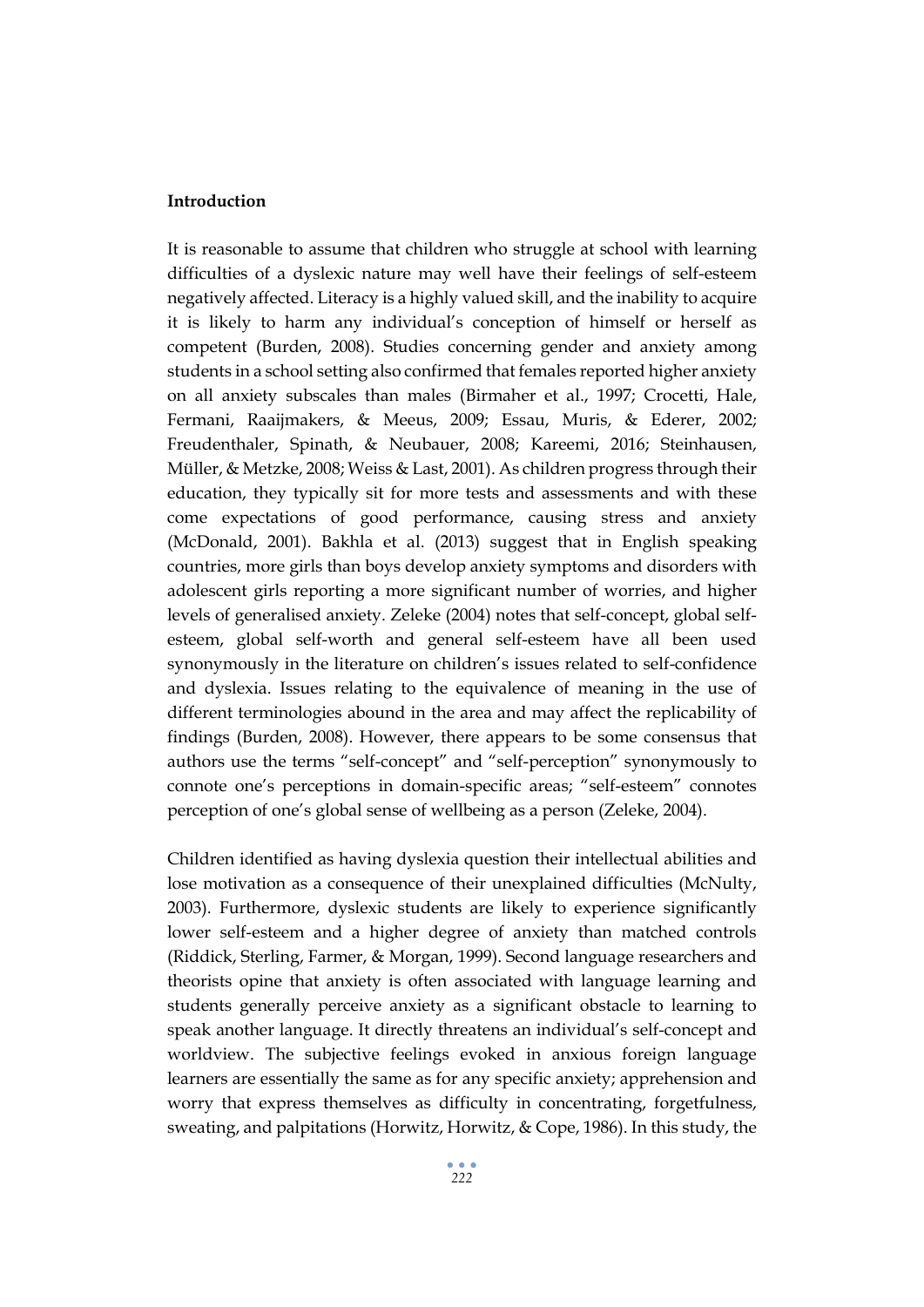**Introduction**

It is reasonable to assume that children who struggle at school with learning difficulties of a dyslexic nature may well have their feelings of self-esteem negatively affected. Literacy is a highly valued skill, and the inability to acquire it is likely to harm any individual's conception of himself or herself as competent (Burden, 2008). Studies concerning gender and anxiety among students in a school setting also confirmed that females reported higher anxiety on all anxiety subscales than males (Birmaher et al., 1997; Crocetti, Hale, Fermani, Raaijmakers, & Meeus, 2009; Essau, Muris, & Ederer, 2002; Freudenthaler, Spinath, & Neubauer, 2008; Kareemi, 2016; Steinhausen, Müller, & Metzke, 2008; Weiss & Last, 2001). As children progress through their education, they typically sit for more tests and assessments and with these come expectations of good performance, causing stress and anxiety (McDonald, 2001). Bakhla et al. (2013) suggest that in English speaking countries, more girls than boys develop anxiety symptoms and disorders with adolescent girls reporting a more significant number of worries, and higher levels of generalised anxiety. Zeleke (2004) notes that self-concept, global self-esteem, global self-worth and general self-esteem have all been used synonymously in the literature on children's issues related to self-confidence and dyslexia. Issues relating to the equivalence of meaning in the use of different terminologies abound in the area and may affect the replicability of findings (Burden, 2008). However, there appears to be some consensus that authors use the terms "self-concept" and "self-perception" synonymously to connote one's perceptions in domain-specific areas; "self-esteem" connotes perception of one's global sense of wellbeing as a person (Zeleke, 2004).

Children identified as having dyslexia question their intellectual abilities and lose motivation as a consequence of their unexplained difficulties (McNulty, 2003). Furthermore, dyslexic students are likely to experience significantly lower self-esteem and a higher degree of anxiety than matched controls (Riddick, Sterling, Farmer, & Morgan, 1999). Second language researchers and theorists opine that anxiety is often associated with language learning and students generally perceive anxiety as a significant obstacle to learning to speak another language. It directly threatens an individual's self-concept and worldview. The subjective feelings evoked in anxious foreign language learners are essentially the same as for any specific anxiety; apprehension and worry that express themselves as difficulty in concentrating, forgetfulness, sweating, and palpitations (Horwitz, Horwitz, & Cope, 1986). In this study, the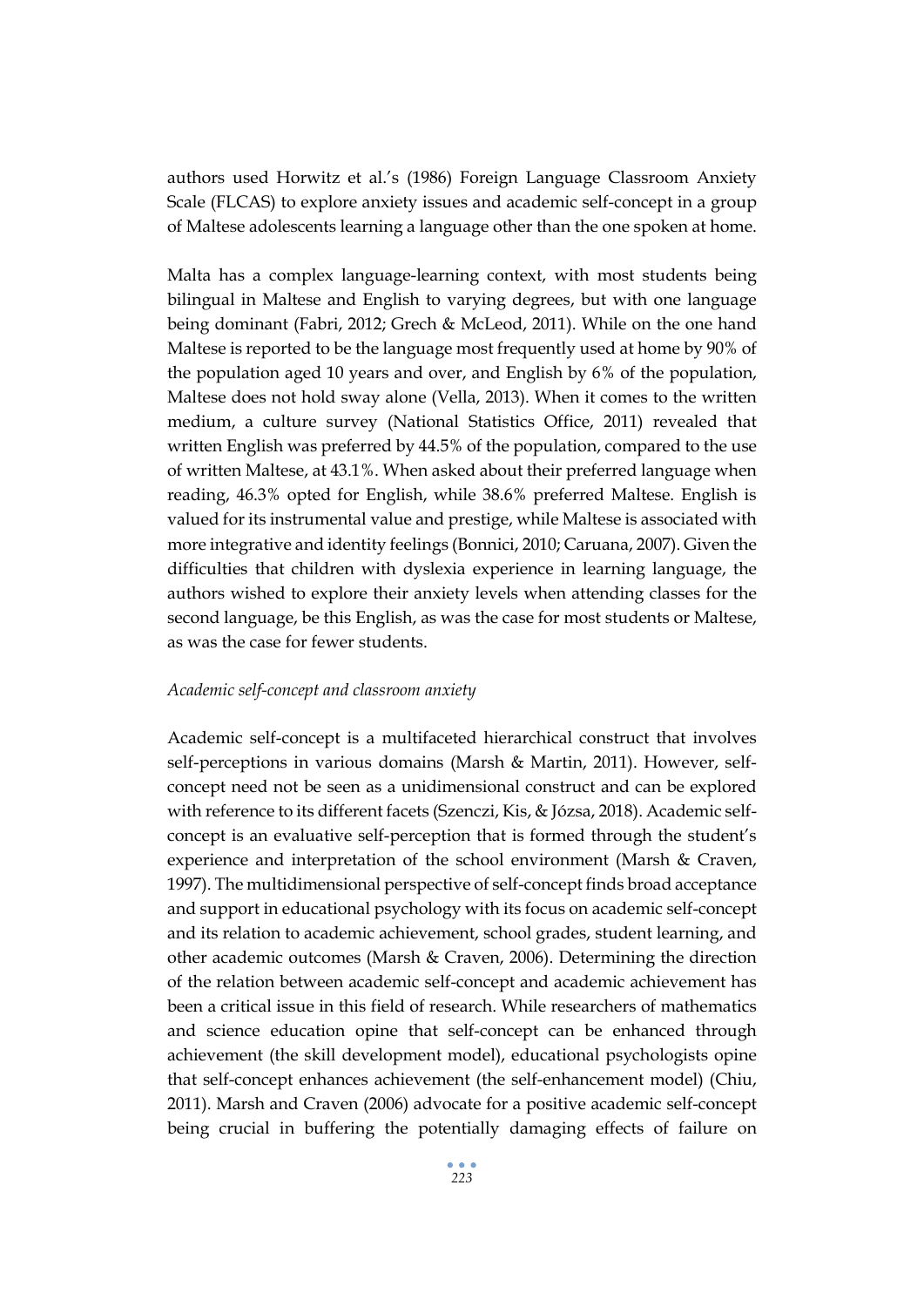authors used Horwitz et al.'s (1986) Foreign Language Classroom Anxiety Scale (FLCAS) to explore anxiety issues and academic self-concept in a group of Maltese adolescents learning a language other than the one spoken at home.

Malta has a complex language-learning context, with most students being bilingual in Maltese and English to varying degrees, but with one language being dominant (Fabri, 2012; Grech & McLeod, 2011). While on the one hand Maltese is reported to be the language most frequently used at home by 90% of the population aged 10 years and over, and English by 6% of the population, Maltese does not hold sway alone (Vella, 2013). When it comes to the written medium, a culture survey (National Statistics Office, 2011) revealed that written English was preferred by 44.5% of the population, compared to the use of written Maltese, at 43.1%. When asked about their preferred language when reading, 46.3% opted for English, while 38.6% preferred Maltese. English is valued for its instrumental value and prestige, while Maltese is associated with more integrative and identity feelings (Bonnici, 2010; Caruana, 2007). Given the difficulties that children with dyslexia experience in learning language, the authors wished to explore their anxiety levels when attending classes for the second language, be this English, as was the case for most students or Maltese, as was the case for fewer students.

*Academic self-concept and classroom anxiety*

Academic self-concept is a multifaceted hierarchical construct that involves self-perceptions in various domains (Marsh & Martin, 2011). However, self-concept need not be seen as a unidimensional construct and can be explored with reference to its different facets (Szenczi, Kis, & Józsa, 2018). Academic self-concept is an evaluative self-perception that is formed through the student's experience and interpretation of the school environment (Marsh & Craven, 1997). The multidimensional perspective of self-concept finds broad acceptance and support in educational psychology with its focus on academic self-concept and its relation to academic achievement, school grades, student learning, and other academic outcomes (Marsh & Craven, 2006). Determining the direction of the relation between academic self-concept and academic achievement has been a critical issue in this field of research. While researchers of mathematics and science education opine that self-concept can be enhanced through achievement (the skill development model), educational psychologists opine that self-concept enhances achievement (the self-enhancement model) (Chiu, 2011). Marsh and Craven (2006) advocate for a positive academic self-concept being crucial in buffering the potentially damaging effects of failure on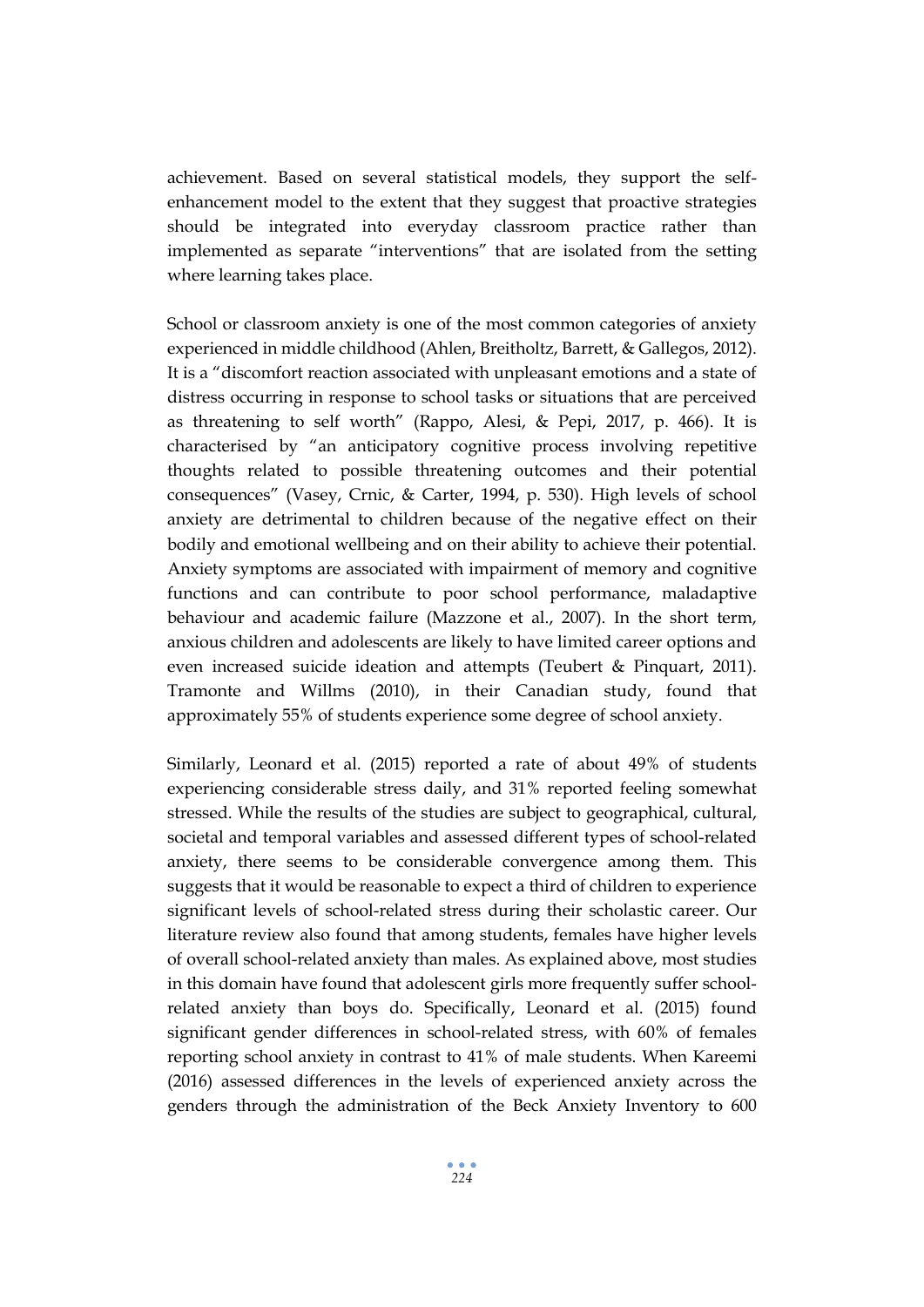achievement. Based on several statistical models, they support the self-enhancement model to the extent that they suggest that proactive strategies should be integrated into everyday classroom practice rather than implemented as separate "interventions" that are isolated from the setting where learning takes place.

School or classroom anxiety is one of the most common categories of anxiety experienced in middle childhood (Ahlen, Breitholtz, Barrett, & Gallegos, 2012). It is a "discomfort reaction associated with unpleasant emotions and a state of distress occurring in response to school tasks or situations that are perceived as threatening to self worth" (Rappo, Alesi, & Pepi, 2017, p. 466). It is characterised by "an anticipatory cognitive process involving repetitive thoughts related to possible threatening outcomes and their potential consequences" (Vasey, Crnic, & Carter, 1994, p. 530). High levels of school anxiety are detrimental to children because of the negative effect on their bodily and emotional wellbeing and on their ability to achieve their potential. Anxiety symptoms are associated with impairment of memory and cognitive functions and can contribute to poor school performance, maladaptive behaviour and academic failure (Mazzone et al., 2007). In the short term, anxious children and adolescents are likely to have limited career options and even increased suicide ideation and attempts (Teubert & Pinquart, 2011). Tramonte and Willms (2010), in their Canadian study, found that approximately 55% of students experience some degree of school anxiety.

Similarly, Leonard et al. (2015) reported a rate of about 49% of students experiencing considerable stress daily, and 31% reported feeling somewhat stressed. While the results of the studies are subject to geographical, cultural, societal and temporal variables and assessed different types of school-related anxiety, there seems to be considerable convergence among them. This suggests that it would be reasonable to expect a third of children to experience significant levels of school-related stress during their scholastic career. Our literature review also found that among students, females have higher levels of overall school-related anxiety than males. As explained above, most studies in this domain have found that adolescent girls more frequently suffer school-related anxiety than boys do. Specifically, Leonard et al. (2015) found significant gender differences in school-related stress, with 60% of females reporting school anxiety in contrast to 41% of male students. When Kareemi (2016) assessed differences in the levels of experienced anxiety across the genders through the administration of the Beck Anxiety Inventory to 600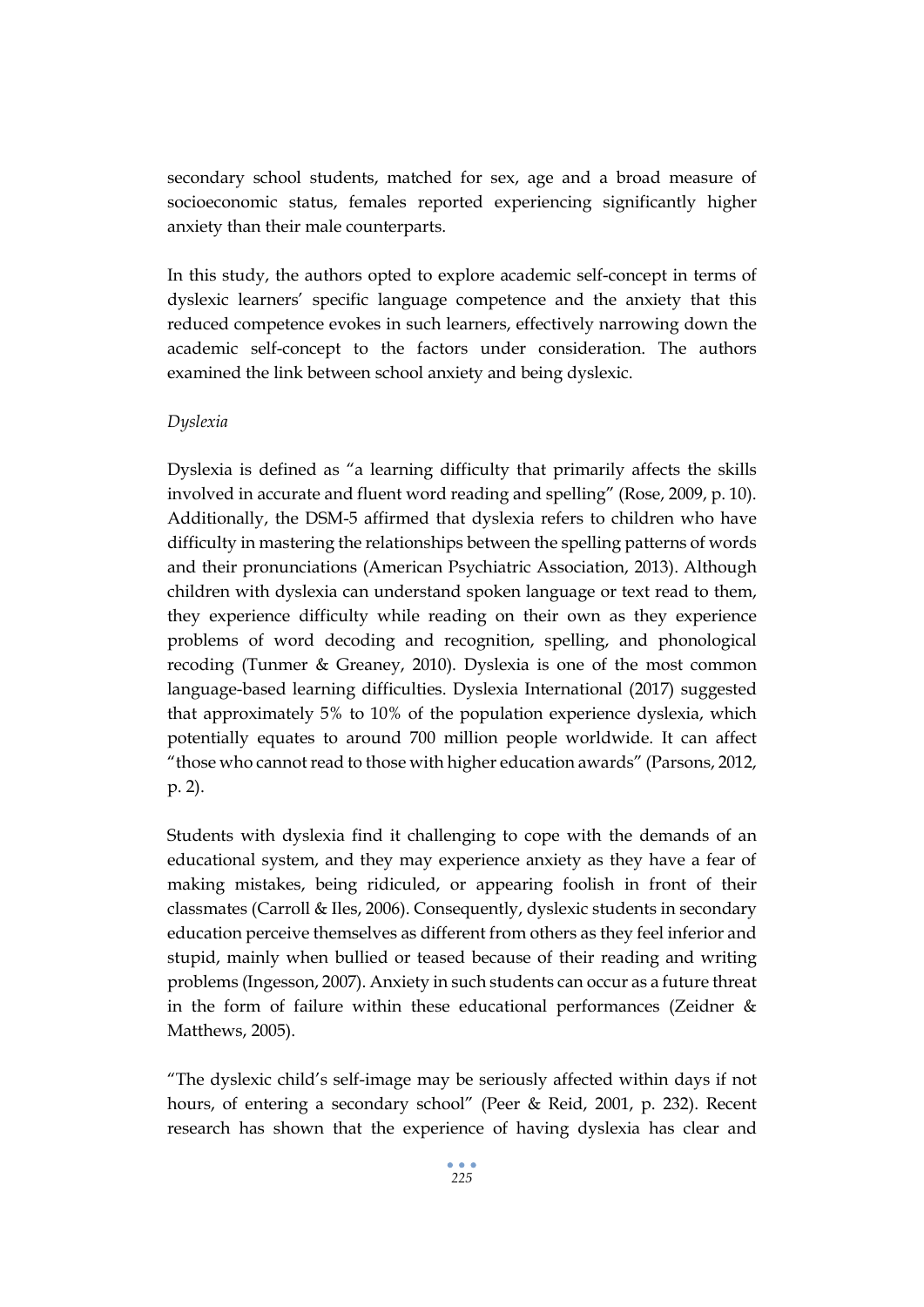secondary school students, matched for sex, age and a broad measure of socioeconomic status, females reported experiencing significantly higher anxiety than their male counterparts.

In this study, the authors opted to explore academic self-concept in terms of dyslexic learners' specific language competence and the anxiety that this reduced competence evokes in such learners, effectively narrowing down the academic self-concept to the factors under consideration. The authors examined the link between school anxiety and being dyslexic.

*Dyslexia*

Dyslexia is defined as "a learning difficulty that primarily affects the skills involved in accurate and fluent word reading and spelling" (Rose, 2009, p. 10). Additionally, the DSM-5 affirmed that dyslexia refers to children who have difficulty in mastering the relationships between the spelling patterns of words and their pronunciations (American Psychiatric Association, 2013). Although children with dyslexia can understand spoken language or text read to them, they experience difficulty while reading on their own as they experience problems of word decoding and recognition, spelling, and phonological recoding (Tunmer & Greaney, 2010). Dyslexia is one of the most common language-based learning difficulties. Dyslexia International (2017) suggested that approximately 5% to 10% of the population experience dyslexia, which potentially equates to around 700 million people worldwide. It can affect "those who cannot read to those with higher education awards" (Parsons, 2012, p. 2).

Students with dyslexia find it challenging to cope with the demands of an educational system, and they may experience anxiety as they have a fear of making mistakes, being ridiculed, or appearing foolish in front of their classmates (Carroll & Iles, 2006). Consequently, dyslexic students in secondary education perceive themselves as different from others as they feel inferior and stupid, mainly when bullied or teased because of their reading and writing problems (Ingesson, 2007). Anxiety in such students can occur as a future threat in the form of failure within these educational performances (Zeidner & Matthews, 2005).

"The dyslexic child's self-image may be seriously affected within days if not hours, of entering a secondary school" (Peer & Reid, 2001, p. 232). Recent research has shown that the experience of having dyslexia has clear and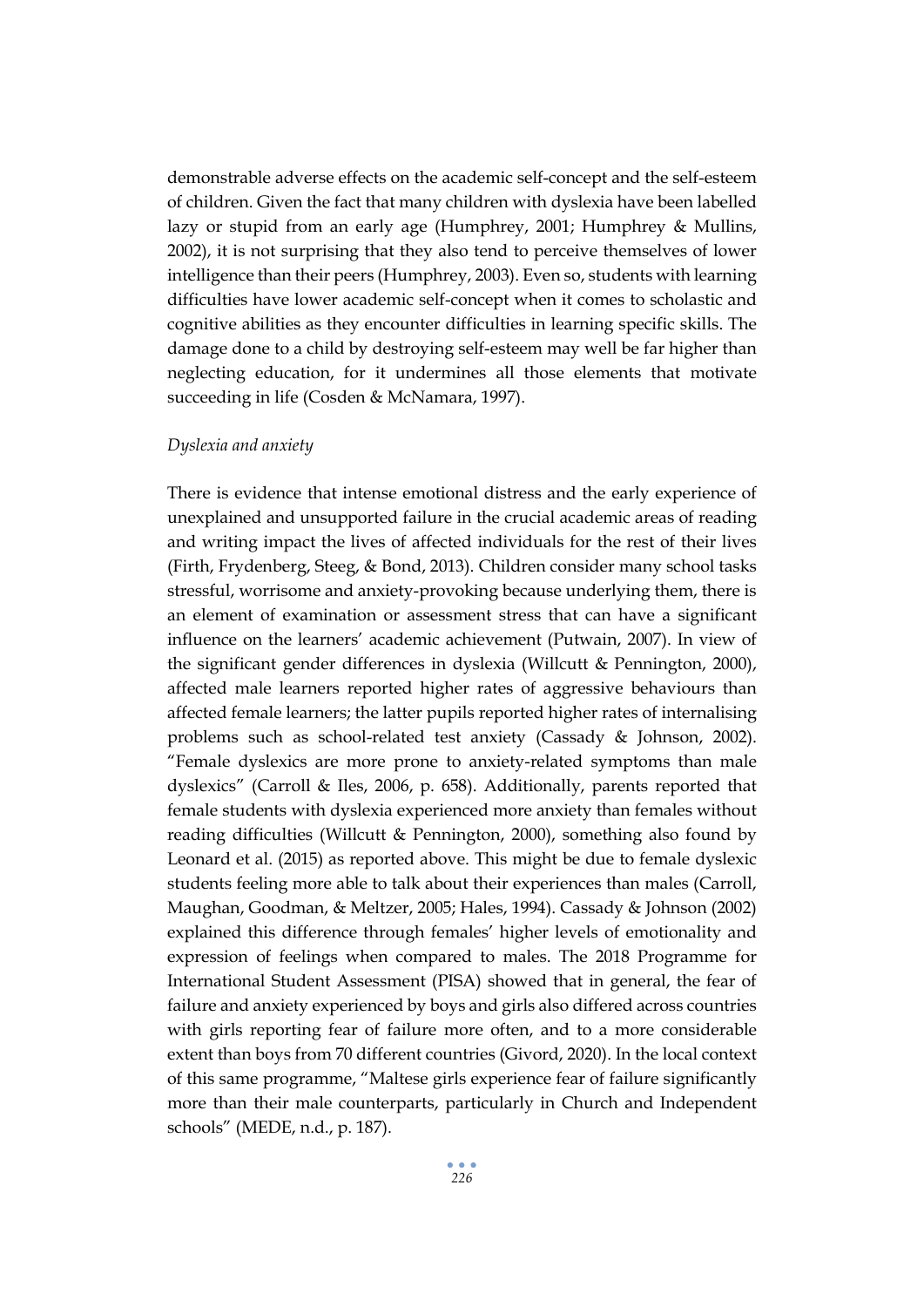demonstrable adverse effects on the academic self-concept and the self-esteem of children. Given the fact that many children with dyslexia have been labelled lazy or stupid from an early age (Humphrey, 2001; Humphrey & Mullins, 2002), it is not surprising that they also tend to perceive themselves of lower intelligence than their peers (Humphrey, 2003). Even so, students with learning difficulties have lower academic self-concept when it comes to scholastic and cognitive abilities as they encounter difficulties in learning specific skills. The damage done to a child by destroying self-esteem may well be far higher than neglecting education, for it undermines all those elements that motivate succeeding in life (Cosden & McNamara, 1997).

*Dyslexia and anxiety*

There is evidence that intense emotional distress and the early experience of unexplained and unsupported failure in the crucial academic areas of reading and writing impact the lives of affected individuals for the rest of their lives (Firth, Frydenberg, Steeg, & Bond, 2013). Children consider many school tasks stressful, worrisome and anxiety-provoking because underlying them, there is an element of examination or assessment stress that can have a significant influence on the learners' academic achievement (Putwain, 2007). In view of the significant gender differences in dyslexia (Willcutt & Pennington, 2000), affected male learners reported higher rates of aggressive behaviours than affected female learners; the latter pupils reported higher rates of internalising problems such as school-related test anxiety (Cassady & Johnson, 2002). "Female dyslexics are more prone to anxiety-related symptoms than male dyslexics" (Carroll & Iles, 2006, p. 658). Additionally, parents reported that female students with dyslexia experienced more anxiety than females without reading difficulties (Willcutt & Pennington, 2000), something also found by Leonard et al. (2015) as reported above. This might be due to female dyslexic students feeling more able to talk about their experiences than males (Carroll, Maughan, Goodman, & Meltzer, 2005; Hales, 1994). Cassady & Johnson (2002) explained this difference through females' higher levels of emotionality and expression of feelings when compared to males. The 2018 Programme for International Student Assessment (PISA) showed that in general, the fear of failure and anxiety experienced by boys and girls also differed across countries with girls reporting fear of failure more often, and to a more considerable extent than boys from 70 different countries (Givord, 2020). In the local context of this same programme, "Maltese girls experience fear of failure significantly more than their male counterparts, particularly in Church and Independent schools" (MEDE, n.d., p. 187).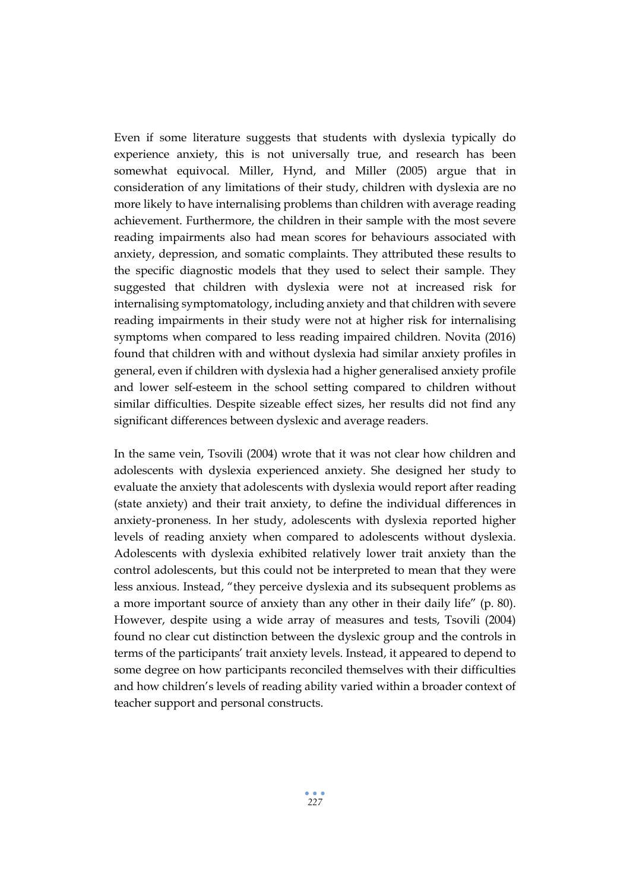Even if some literature suggests that students with dyslexia typically do experience anxiety, this is not universally true, and research has been somewhat equivocal. Miller, Hynd, and Miller (2005) argue that in consideration of any limitations of their study, children with dyslexia are no more likely to have internalising problems than children with average reading achievement. Furthermore, the children in their sample with the most severe reading impairments also had mean scores for behaviours associated with anxiety, depression, and somatic complaints. They attributed these results to the specific diagnostic models that they used to select their sample. They suggested that children with dyslexia were not at increased risk for internalising symptomatology, including anxiety and that children with severe reading impairments in their study were not at higher risk for internalising symptoms when compared to less reading impaired children. Novita (2016) found that children with and without dyslexia had similar anxiety profiles in general, even if children with dyslexia had a higher generalised anxiety profile and lower self-esteem in the school setting compared to children without similar difficulties. Despite sizeable effect sizes, her results did not find any significant differences between dyslexic and average readers.

In the same vein, Tsovili (2004) wrote that it was not clear how children and adolescents with dyslexia experienced anxiety. She designed her study to evaluate the anxiety that adolescents with dyslexia would report after reading (state anxiety) and their trait anxiety, to define the individual differences in anxiety-proneness. In her study, adolescents with dyslexia reported higher levels of reading anxiety when compared to adolescents without dyslexia. Adolescents with dyslexia exhibited relatively lower trait anxiety than the control adolescents, but this could not be interpreted to mean that they were less anxious. Instead, "they perceive dyslexia and its subsequent problems as a more important source of anxiety than any other in their daily life" (p. 80). However, despite using a wide array of measures and tests, Tsovili (2004) found no clear cut distinction between the dyslexic group and the controls in terms of the participants' trait anxiety levels. Instead, it appeared to depend to some degree on how participants reconciled themselves with their difficulties and how children's levels of reading ability varied within a broader context of teacher support and personal constructs.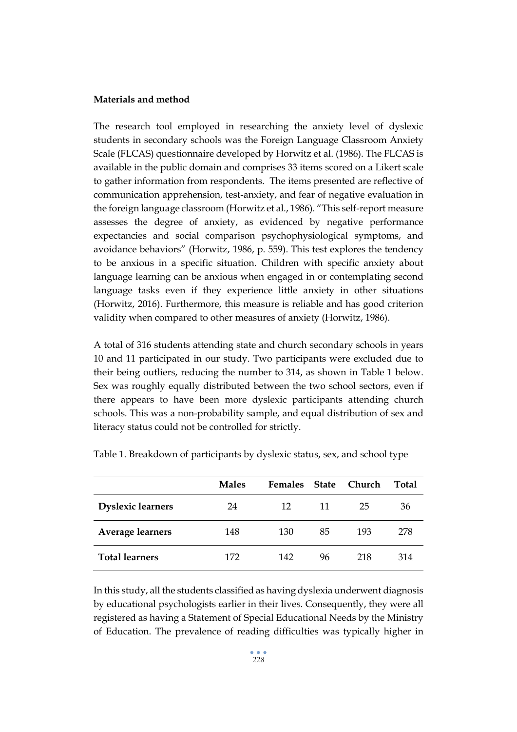**Materials and method**

The research tool employed in researching the anxiety level of dyslexic students in secondary schools was the Foreign Language Classroom Anxiety Scale (FLCAS) questionnaire developed by Horwitz et al. (1986). The FLCAS is available in the public domain and comprises 33 items scored on a Likert scale to gather information from respondents. The items presented are reflective of communication apprehension, test-anxiety, and fear of negative evaluation in the foreign language classroom (Horwitz et al., 1986). "This self-report measure assesses the degree of anxiety, as evidenced by negative performance expectancies and social comparison psychophysiological symptoms, and avoidance behaviors" (Horwitz, 1986, p. 559). This test explores the tendency to be anxious in a specific situation. Children with specific anxiety about language learning can be anxious when engaged in or contemplating second language tasks even if they experience little anxiety in other situations (Horwitz, 2016). Furthermore, this measure is reliable and has good criterion validity when compared to other measures of anxiety (Horwitz, 1986).

A total of 316 students attending state and church secondary schools in years 10 and 11 participated in our study. Two participants were excluded due to their being outliers, reducing the number to 314, as shown in Table 1 below. Sex was roughly equally distributed between the two school sectors, even if there appears to have been more dyslexic participants attending church schools. This was a non-probability sample, and equal distribution of sex and literacy status could not be controlled for strictly.

Table 1. Breakdown of participants by dyslexic status, sex, and school type

| | Males | Females | State | Church | Total |
|---|---|---|---|---|---|
| **Dyslexic learners** | 24 | 12 | 11 | 25 | 36 |
| **Average learners** | 148 | 130 | 85 | 193 | 278 |
| **Total learners** | 172 | 142 | 96 | 218 | 314 |

In this study, all the students classified as having dyslexia underwent diagnosis by educational psychologists earlier in their lives. Consequently, they were all registered as having a Statement of Special Educational Needs by the Ministry of Education. The prevalence of reading difficulties was typically higher in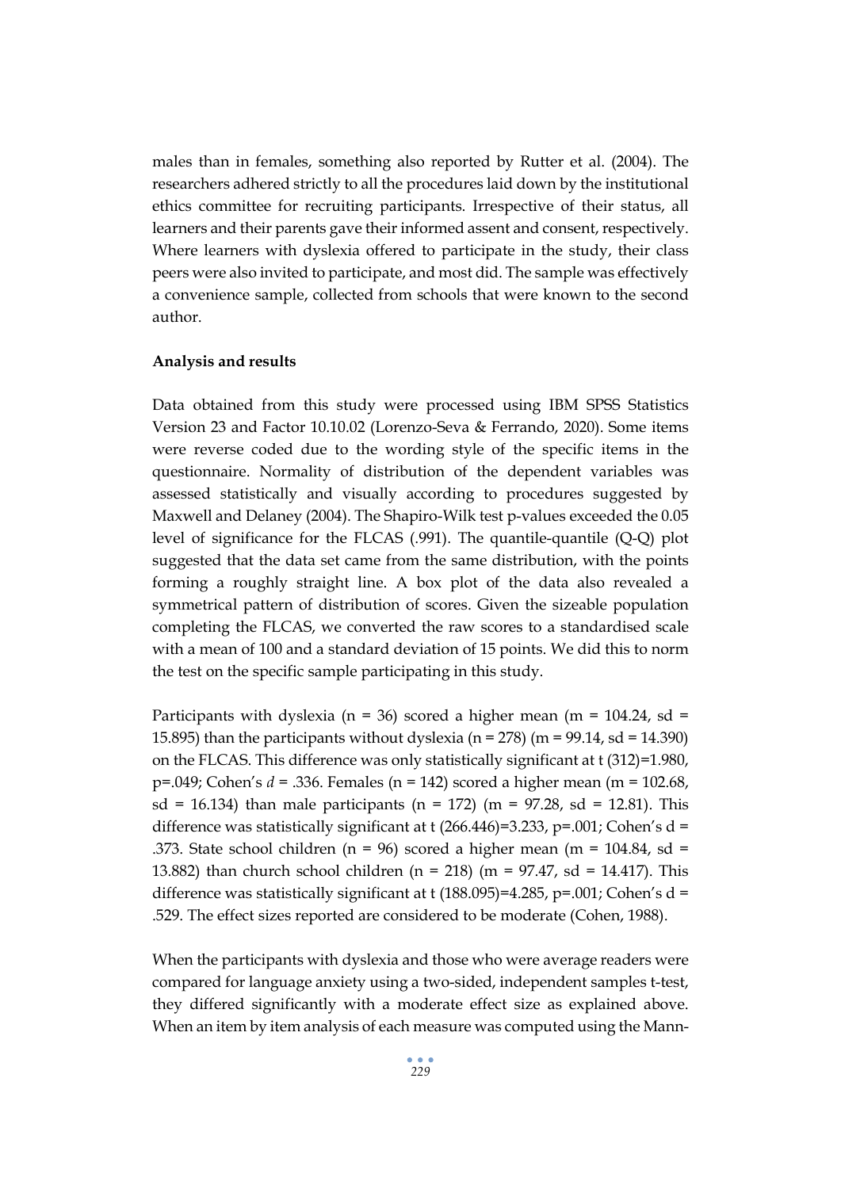males than in females, something also reported by Rutter et al. (2004). The researchers adhered strictly to all the procedures laid down by the institutional ethics committee for recruiting participants. Irrespective of their status, all learners and their parents gave their informed assent and consent, respectively. Where learners with dyslexia offered to participate in the study, their class peers were also invited to participate, and most did. The sample was effectively a convenience sample, collected from schools that were known to the second author.

**Analysis and results**

Data obtained from this study were processed using IBM SPSS Statistics Version 23 and Factor 10.10.02 (Lorenzo-Seva & Ferrando, 2020). Some items were reverse coded due to the wording style of the specific items in the questionnaire. Normality of distribution of the dependent variables was assessed statistically and visually according to procedures suggested by Maxwell and Delaney (2004). The Shapiro-Wilk test p-values exceeded the 0.05 level of significance for the FLCAS (.991). The quantile-quantile (Q-Q) plot suggested that the data set came from the same distribution, with the points forming a roughly straight line. A box plot of the data also revealed a symmetrical pattern of distribution of scores. Given the sizeable population completing the FLCAS, we converted the raw scores to a standardised scale with a mean of 100 and a standard deviation of 15 points. We did this to norm the test on the specific sample participating in this study.

Participants with dyslexia ($n = 36$) scored a higher mean ($m = 104.24$, $sd = 15.895$) than the participants without dyslexia ($n = 278$) ($m = 99.14$, $sd = 14.390$) on the FLCAS. This difference was only statistically significant at $t(312)=1.980$, $p=.049$; Cohen's $d = .336$. Females ($n = 142$) scored a higher mean ($m = 102.68$, $sd = 16.134$) than male participants ($n = 172$) ($m = 97.28$, $sd = 12.81$). This difference was statistically significant at $t(266.446)=3.233$, $p=.001$; Cohen's $d = .373$. State school children ($n = 96$) scored a higher mean ($m = 104.84$, $sd = 13.882$) than church school children ($n = 218$) ($m = 97.47$, $sd = 14.417$). This difference was statistically significant at $t(188.095)=4.285$, $p=.001$; Cohen's $d = .529$. The effect sizes reported are considered to be moderate (Cohen, 1988).

When the participants with dyslexia and those who were average readers were compared for language anxiety using a two-sided, independent samples t-test, they differed significantly with a moderate effect size as explained above. When an item by item analysis of each measure was computed using the Mann-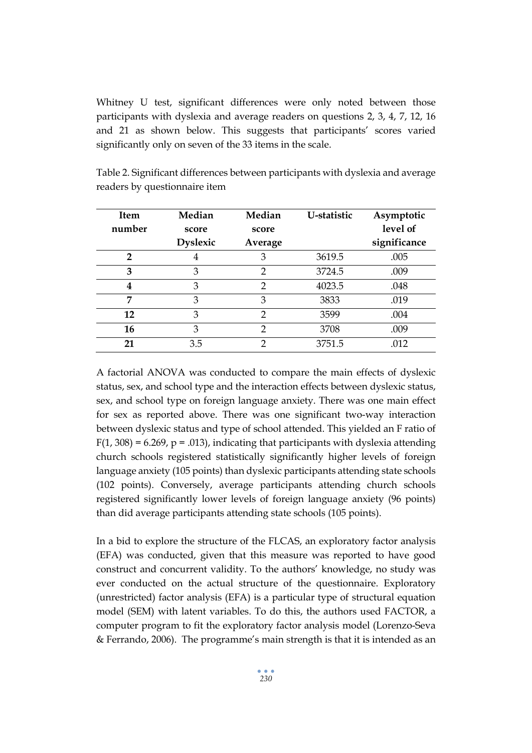Whitney U test, significant differences were only noted between those participants with dyslexia and average readers on questions 2, 3, 4, 7, 12, 16 and 21 as shown below. This suggests that participants' scores varied significantly only on seven of the 33 items in the scale.

Table 2. Significant differences between participants with dyslexia and average readers by questionnaire item

| Item number | Median score Dyslexic | Median score Average | U-statistic | Asymptotic level of significance |
|---|---|---|---|---|
| **2** | 4 | 3 | 3619.5 | .005 |
| **3** | 3 | 2 | 3724.5 | .009 |
| **4** | 3 | 2 | 4023.5 | .048 |
| **7** | 3 | 3 | 3833 | .019 |
| **12** | 3 | 2 | 3599 | .004 |
| **16** | 3 | 2 | 3708 | .009 |
| **21** | 3.5 | 2 | 3751.5 | .012 |

A factorial ANOVA was conducted to compare the main effects of dyslexic status, sex, and school type and the interaction effects between dyslexic status, sex, and school type on foreign language anxiety. There was one main effect for sex as reported above. There was one significant two-way interaction between dyslexic status and type of school attended. This yielded an F ratio of $F(1, 308) = 6.269$, $p = .013$), indicating that participants with dyslexia attending church schools registered statistically significantly higher levels of foreign language anxiety (105 points) than dyslexic participants attending state schools (102 points). Conversely, average participants attending church schools registered significantly lower levels of foreign language anxiety (96 points) than did average participants attending state schools (105 points).

In a bid to explore the structure of the FLCAS, an exploratory factor analysis (EFA) was conducted, given that this measure was reported to have good construct and concurrent validity. To the authors' knowledge, no study was ever conducted on the actual structure of the questionnaire. Exploratory (unrestricted) factor analysis (EFA) is a particular type of structural equation model (SEM) with latent variables. To do this, the authors used FACTOR, a computer program to fit the exploratory factor analysis model (Lorenzo-Seva & Ferrando, 2006). The programme's main strength is that it is intended as an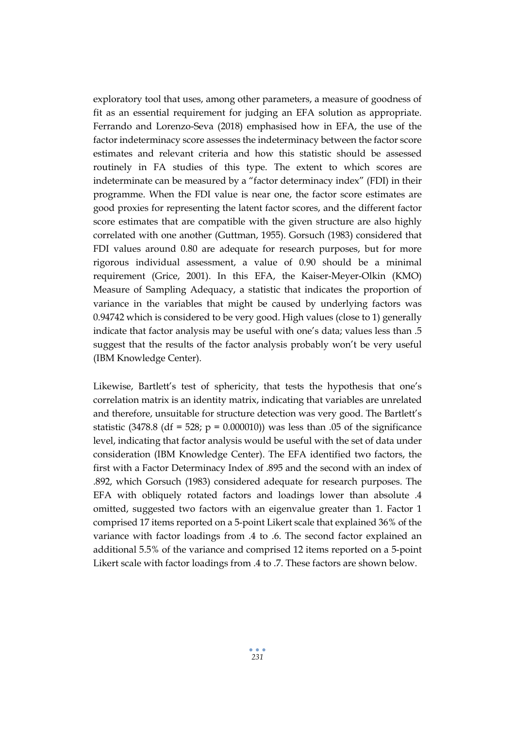exploratory tool that uses, among other parameters, a measure of goodness of fit as an essential requirement for judging an EFA solution as appropriate. Ferrando and Lorenzo-Seva (2018) emphasised how in EFA, the use of the factor indeterminacy score assesses the indeterminacy between the factor score estimates and relevant criteria and how this statistic should be assessed routinely in FA studies of this type. The extent to which scores are indeterminate can be measured by a "factor determinacy index" (FDI) in their programme. When the FDI value is near one, the factor score estimates are good proxies for representing the latent factor scores, and the different factor score estimates that are compatible with the given structure are also highly correlated with one another (Guttman, 1955). Gorsuch (1983) considered that FDI values around 0.80 are adequate for research purposes, but for more rigorous individual assessment, a value of 0.90 should be a minimal requirement (Grice, 2001). In this EFA, the Kaiser-Meyer-Olkin (KMO) Measure of Sampling Adequacy, a statistic that indicates the proportion of variance in the variables that might be caused by underlying factors was 0.94742 which is considered to be very good. High values (close to 1) generally indicate that factor analysis may be useful with one's data; values less than .5 suggest that the results of the factor analysis probably won't be very useful (IBM Knowledge Center).

Likewise, Bartlett's test of sphericity, that tests the hypothesis that one's correlation matrix is an identity matrix, indicating that variables are unrelated and therefore, unsuitable for structure detection was very good. The Bartlett's statistic (3478.8 (df = 528; p = 0.000010)) was less than .05 of the significance level, indicating that factor analysis would be useful with the set of data under consideration (IBM Knowledge Center). The EFA identified two factors, the first with a Factor Determinacy Index of .895 and the second with an index of .892, which Gorsuch (1983) considered adequate for research purposes. The EFA with obliquely rotated factors and loadings lower than absolute .4 omitted, suggested two factors with an eigenvalue greater than 1. Factor 1 comprised 17 items reported on a 5-point Likert scale that explained 36% of the variance with factor loadings from .4 to .6. The second factor explained an additional 5.5% of the variance and comprised 12 items reported on a 5-point Likert scale with factor loadings from .4 to .7. These factors are shown below.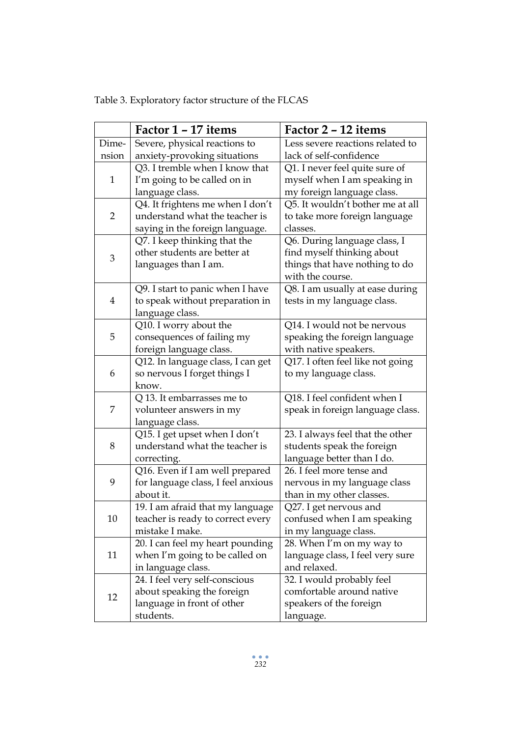Table 3. Exploratory factor structure of the FLCAS

| | **Factor 1 – 17 items** | **Factor 2 – 12 items** |
|---|---|---|
| Dimension | Severe, physical reactions to anxiety-provoking situations | Less severe reactions related to lack of self-confidence |
| 1 | Q3. I tremble when I know that I'm going to be called on in language class. | Q1. I never feel quite sure of myself when I am speaking in my foreign language class. |
| 2 | Q4. It frightens me when I don't understand what the teacher is saying in the foreign language. | Q5. It wouldn't bother me at all to take more foreign language classes. |
| 3 | Q7. I keep thinking that the other students are better at languages than I am. | Q6. During language class, I find myself thinking about things that have nothing to do with the course. |
| 4 | Q9. I start to panic when I have to speak without preparation in language class. | Q8. I am usually at ease during tests in my language class. |
| 5 | Q10. I worry about the consequences of failing my foreign language class. | Q14. I would not be nervous speaking the foreign language with native speakers. |
| 6 | Q12. In language class, I can get so nervous I forget things I know. | Q17. I often feel like not going to my language class. |
| 7 | Q 13. It embarrasses me to volunteer answers in my language class. | Q18. I feel confident when I speak in foreign language class. |
| 8 | Q15. I get upset when I don't understand what the teacher is correcting. | 23. I always feel that the other students speak the foreign language better than I do. |
| 9 | Q16. Even if I am well prepared for language class, I feel anxious about it. | 26. I feel more tense and nervous in my language class than in my other classes. |
| 10 | 19. I am afraid that my language teacher is ready to correct every mistake I make. | Q27. I get nervous and confused when I am speaking in my language class. |
| 11 | 20. I can feel my heart pounding when I'm going to be called on in language class. | 28. When I'm on my way to language class, I feel very sure and relaxed. |
| 12 | 24. I feel very self-conscious about speaking the foreign language in front of other students. | 32. I would probably feel comfortable around native speakers of the foreign language. |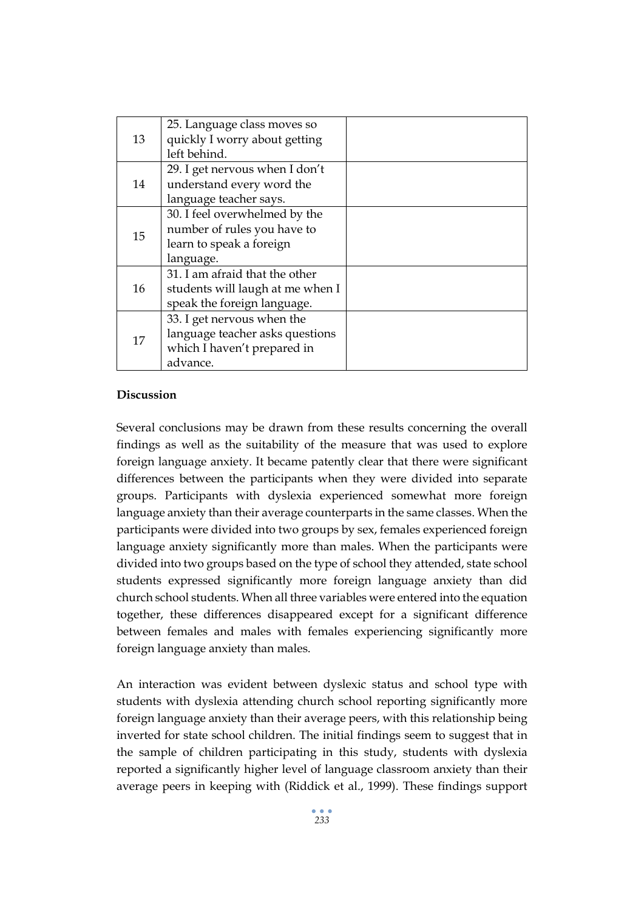| | | |
|---|---|---|
| 13 | 25. Language class moves so quickly I worry about getting left behind. | |
| 14 | 29. I get nervous when I don't understand every word the language teacher says. | |
| 15 | 30. I feel overwhelmed by the number of rules you have to learn to speak a foreign language. | |
| 16 | 31. I am afraid that the other students will laugh at me when I speak the foreign language. | |
| 17 | 33. I get nervous when the language teacher asks questions which I haven't prepared in advance. | |

**Discussion**

Several conclusions may be drawn from these results concerning the overall findings as well as the suitability of the measure that was used to explore foreign language anxiety. It became patently clear that there were significant differences between the participants when they were divided into separate groups. Participants with dyslexia experienced somewhat more foreign language anxiety than their average counterparts in the same classes. When the participants were divided into two groups by sex, females experienced foreign language anxiety significantly more than males. When the participants were divided into two groups based on the type of school they attended, state school students expressed significantly more foreign language anxiety than did church school students. When all three variables were entered into the equation together, these differences disappeared except for a significant difference between females and males with females experiencing significantly more foreign language anxiety than males.

An interaction was evident between dyslexic status and school type with students with dyslexia attending church school reporting significantly more foreign language anxiety than their average peers, with this relationship being inverted for state school children. The initial findings seem to suggest that in the sample of children participating in this study, students with dyslexia reported a significantly higher level of language classroom anxiety than their average peers in keeping with (Riddick et al., 1999). These findings support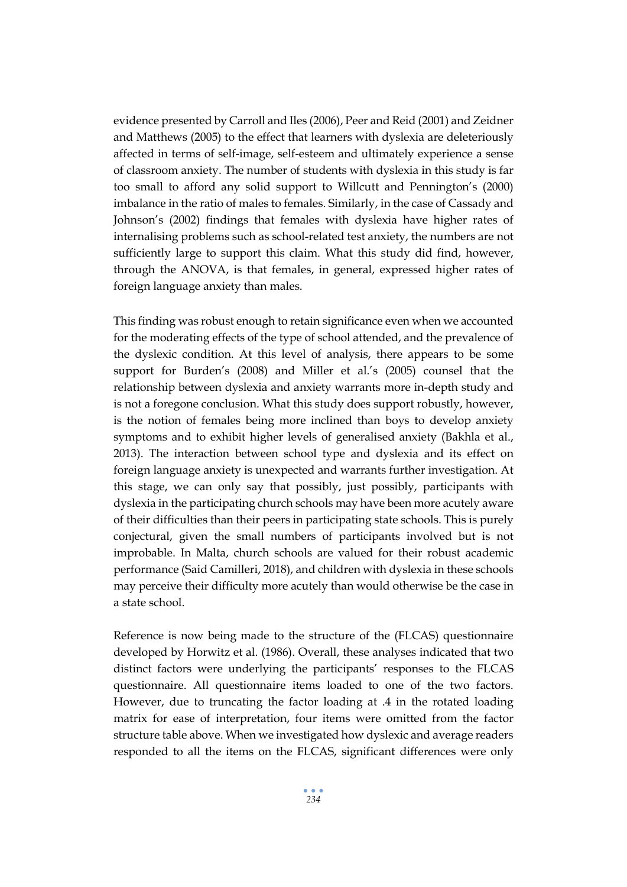evidence presented by Carroll and Iles (2006), Peer and Reid (2001) and Zeidner and Matthews (2005) to the effect that learners with dyslexia are deleteriously affected in terms of self-image, self-esteem and ultimately experience a sense of classroom anxiety. The number of students with dyslexia in this study is far too small to afford any solid support to Willcutt and Pennington's (2000) imbalance in the ratio of males to females. Similarly, in the case of Cassady and Johnson's (2002) findings that females with dyslexia have higher rates of internalising problems such as school-related test anxiety, the numbers are not sufficiently large to support this claim. What this study did find, however, through the ANOVA, is that females, in general, expressed higher rates of foreign language anxiety than males.

This finding was robust enough to retain significance even when we accounted for the moderating effects of the type of school attended, and the prevalence of the dyslexic condition. At this level of analysis, there appears to be some support for Burden's (2008) and Miller et al.'s (2005) counsel that the relationship between dyslexia and anxiety warrants more in-depth study and is not a foregone conclusion. What this study does support robustly, however, is the notion of females being more inclined than boys to develop anxiety symptoms and to exhibit higher levels of generalised anxiety (Bakhla et al., 2013). The interaction between school type and dyslexia and its effect on foreign language anxiety is unexpected and warrants further investigation. At this stage, we can only say that possibly, just possibly, participants with dyslexia in the participating church schools may have been more acutely aware of their difficulties than their peers in participating state schools. This is purely conjectural, given the small numbers of participants involved but is not improbable. In Malta, church schools are valued for their robust academic performance (Said Camilleri, 2018), and children with dyslexia in these schools may perceive their difficulty more acutely than would otherwise be the case in a state school.

Reference is now being made to the structure of the (FLCAS) questionnaire developed by Horwitz et al. (1986). Overall, these analyses indicated that two distinct factors were underlying the participants' responses to the FLCAS questionnaire. All questionnaire items loaded to one of the two factors. However, due to truncating the factor loading at .4 in the rotated loading matrix for ease of interpretation, four items were omitted from the factor structure table above. When we investigated how dyslexic and average readers responded to all the items on the FLCAS, significant differences were only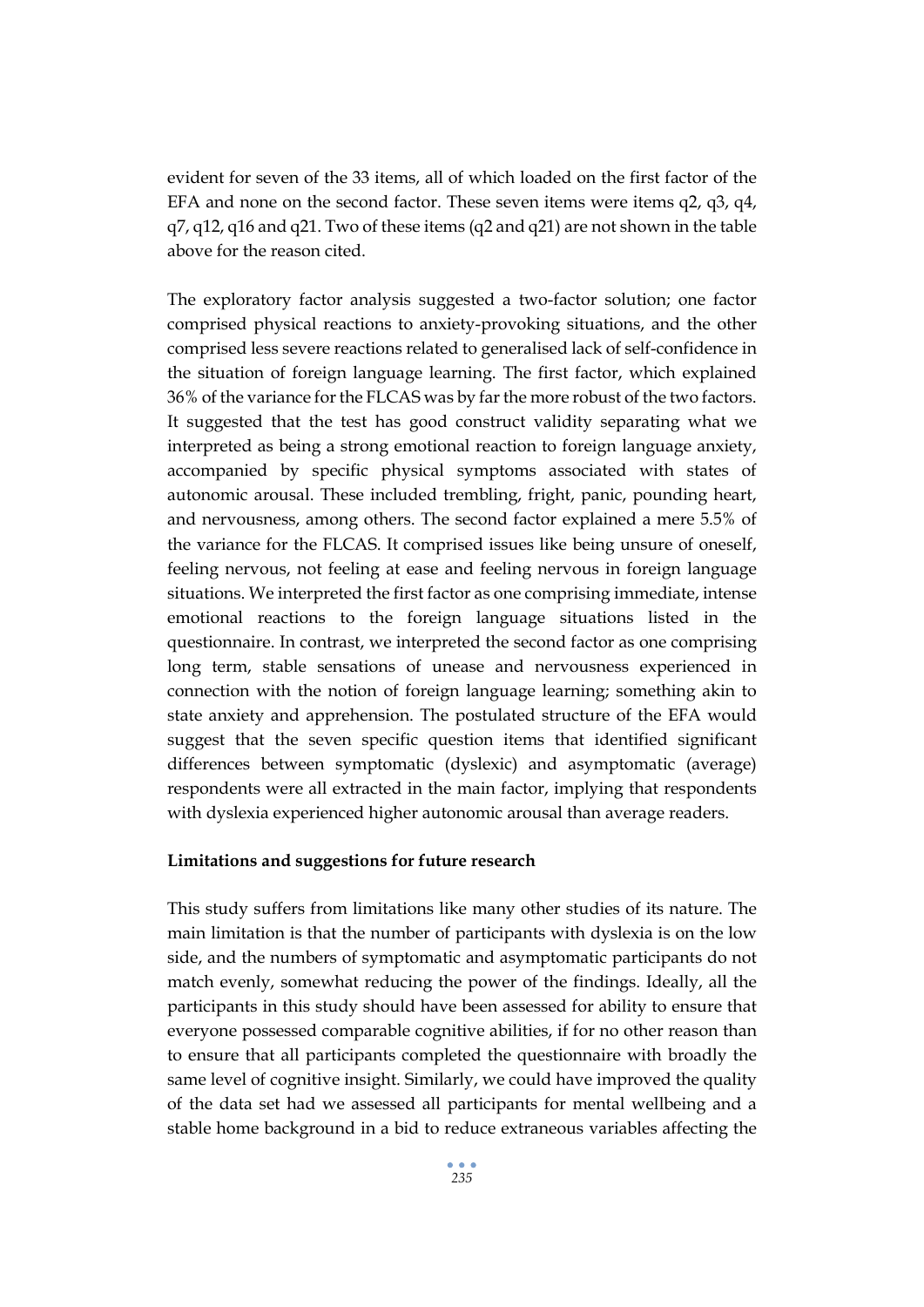evident for seven of the 33 items, all of which loaded on the first factor of the EFA and none on the second factor. These seven items were items q2, q3, q4, q7, q12, q16 and q21. Two of these items (q2 and q21) are not shown in the table above for the reason cited.

The exploratory factor analysis suggested a two-factor solution; one factor comprised physical reactions to anxiety-provoking situations, and the other comprised less severe reactions related to generalised lack of self-confidence in the situation of foreign language learning. The first factor, which explained 36% of the variance for the FLCAS was by far the more robust of the two factors. It suggested that the test has good construct validity separating what we interpreted as being a strong emotional reaction to foreign language anxiety, accompanied by specific physical symptoms associated with states of autonomic arousal. These included trembling, fright, panic, pounding heart, and nervousness, among others. The second factor explained a mere 5.5% of the variance for the FLCAS. It comprised issues like being unsure of oneself, feeling nervous, not feeling at ease and feeling nervous in foreign language situations. We interpreted the first factor as one comprising immediate, intense emotional reactions to the foreign language situations listed in the questionnaire. In contrast, we interpreted the second factor as one comprising long term, stable sensations of unease and nervousness experienced in connection with the notion of foreign language learning; something akin to state anxiety and apprehension. The postulated structure of the EFA would suggest that the seven specific question items that identified significant differences between symptomatic (dyslexic) and asymptomatic (average) respondents were all extracted in the main factor, implying that respondents with dyslexia experienced higher autonomic arousal than average readers.

**Limitations and suggestions for future research**

This study suffers from limitations like many other studies of its nature. The main limitation is that the number of participants with dyslexia is on the low side, and the numbers of symptomatic and asymptomatic participants do not match evenly, somewhat reducing the power of the findings. Ideally, all the participants in this study should have been assessed for ability to ensure that everyone possessed comparable cognitive abilities, if for no other reason than to ensure that all participants completed the questionnaire with broadly the same level of cognitive insight. Similarly, we could have improved the quality of the data set had we assessed all participants for mental wellbeing and a stable home background in a bid to reduce extraneous variables affecting the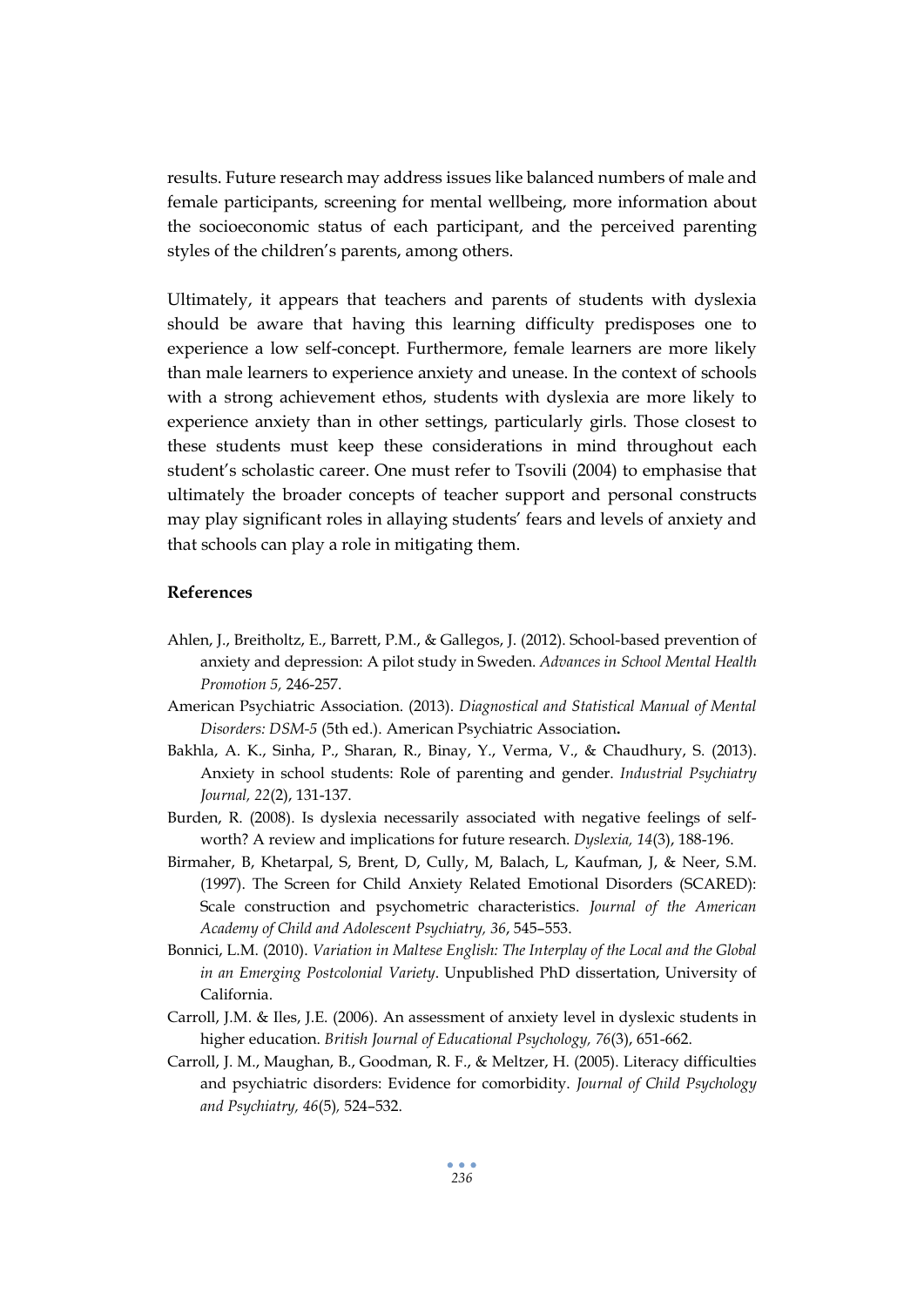results. Future research may address issues like balanced numbers of male and female participants, screening for mental wellbeing, more information about the socioeconomic status of each participant, and the perceived parenting styles of the children's parents, among others.

Ultimately, it appears that teachers and parents of students with dyslexia should be aware that having this learning difficulty predisposes one to experience a low self-concept. Furthermore, female learners are more likely than male learners to experience anxiety and unease. In the context of schools with a strong achievement ethos, students with dyslexia are more likely to experience anxiety than in other settings, particularly girls. Those closest to these students must keep these considerations in mind throughout each student's scholastic career. One must refer to Tsovili (2004) to emphasise that ultimately the broader concepts of teacher support and personal constructs may play significant roles in allaying students' fears and levels of anxiety and that schools can play a role in mitigating them.

## References

Ahlen, J., Breitholtz, E., Barrett, P.M., & Gallegos, J. (2012). School-based prevention of anxiety and depression: A pilot study in Sweden. *Advances in School Mental Health Promotion 5,* 246-257.

American Psychiatric Association. (2013). *Diagnostical and Statistical Manual of Mental Disorders: DSM-5* (5th ed.). American Psychiatric Association**.**

Bakhla, A. K., Sinha, P., Sharan, R., Binay, Y., Verma, V., & Chaudhury, S. (2013). Anxiety in school students: Role of parenting and gender. *Industrial Psychiatry Journal, 22*(2), 131-137.

Burden, R. (2008). Is dyslexia necessarily associated with negative feelings of self-worth? A review and implications for future research. *Dyslexia, 14*(3), 188-196.

Birmaher, B, Khetarpal, S, Brent, D, Cully, M, Balach, L, Kaufman, J, & Neer, S.M. (1997). The Screen for Child Anxiety Related Emotional Disorders (SCARED): Scale construction and psychometric characteristics. *Journal of the American Academy of Child and Adolescent Psychiatry, 36*, 545–553.

Bonnici, L.M. (2010). *Variation in Maltese English: The Interplay of the Local and the Global in an Emerging Postcolonial Variety*. Unpublished PhD dissertation, University of California.

Carroll, J.M. & Iles, J.E. (2006). An assessment of anxiety level in dyslexic students in higher education. *British Journal of Educational Psychology, 76*(3), 651-662.

Carroll, J. M., Maughan, B., Goodman, R. F., & Meltzer, H. (2005). Literacy difficulties and psychiatric disorders: Evidence for comorbidity. *Journal of Child Psychology and Psychiatry, 46*(5)*,* 524–532.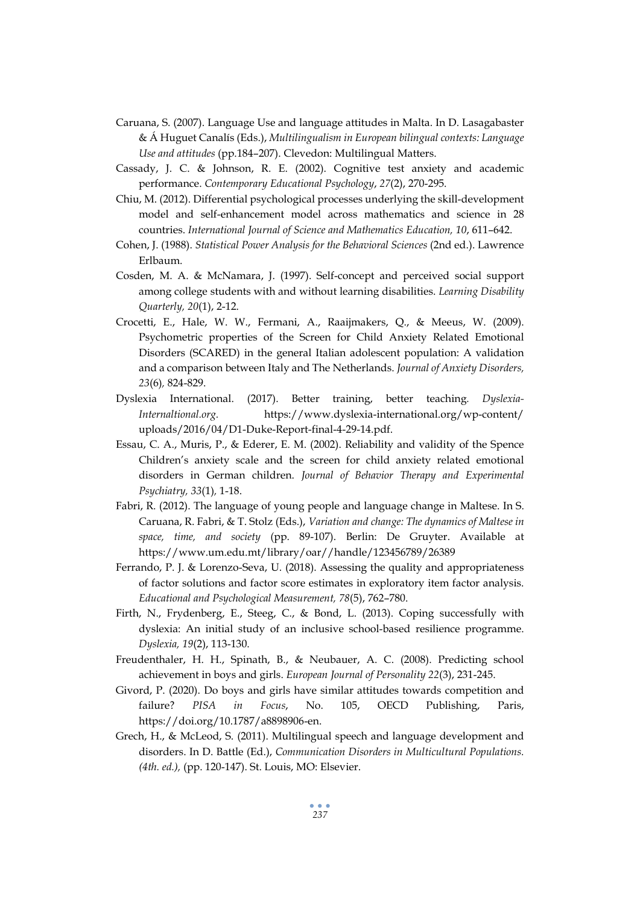Caruana, S. (2007). Language Use and language attitudes in Malta. In D. Lasagabaster & Á Huguet Canalís (Eds.), *Multilingualism in European bilingual contexts: Language Use and attitudes* (pp.184–207). Clevedon: Multilingual Matters.

Cassady, J. C. & Johnson, R. E. (2002). Cognitive test anxiety and academic performance. *Contemporary Educational Psychology*, *27*(2), 270-295.

Chiu, M. (2012). Differential psychological processes underlying the skill-development model and self-enhancement model across mathematics and science in 28 countries. *International Journal of Science and Mathematics Education, 10*, 611–642.

Cohen, J. (1988). *Statistical Power Analysis for the Behavioral Sciences* (2nd ed.). Lawrence Erlbaum.

Cosden, M. A. & McNamara, J. (1997). Self-concept and perceived social support among college students with and without learning disabilities. *Learning Disability Quarterly, 20*(1), 2-12.

Crocetti, E., Hale, W. W., Fermani, A., Raaijmakers, Q., & Meeus, W. (2009). Psychometric properties of the Screen for Child Anxiety Related Emotional Disorders (SCARED) in the general Italian adolescent population: A validation and a comparison between Italy and The Netherlands. *Journal of Anxiety Disorders, 23*(6)*,* 824-829.

Dyslexia International. (2017). Better training, better teaching. *Dyslexia-Internaltional.org.* https://www.dyslexia-international.org/wp-content/uploads/2016/04/D1-Duke-Report-final-4-29-14.pdf.

Essau, C. A., Muris, P., & Ederer, E. M. (2002). Reliability and validity of the Spence Children's anxiety scale and the screen for child anxiety related emotional disorders in German children. *Journal of Behavior Therapy and Experimental Psychiatry, 33*(1)*,* 1-18.

Fabri, R. (2012). The language of young people and language change in Maltese. In S. Caruana, R. Fabri, & T. Stolz (Eds.), *Variation and change: The dynamics of Maltese in space, time, and society* (pp. 89-107). Berlin: De Gruyter. Available at https://www.um.edu.mt/library/oar//handle/123456789/26389

Ferrando, P. J. & Lorenzo-Seva, U. (2018). Assessing the quality and appropriateness of factor solutions and factor score estimates in exploratory item factor analysis. *Educational and Psychological Measurement, 78*(5), 762–780.

Firth, N., Frydenberg, E., Steeg, C., & Bond, L. (2013). Coping successfully with dyslexia: An initial study of an inclusive school-based resilience programme. *Dyslexia, 19*(2), 113-130.

Freudenthaler, H. H., Spinath, B., & Neubauer, A. C. (2008). Predicting school achievement in boys and girls. *European Journal of Personality 22*(3), 231-245.

Givord, P. (2020). Do boys and girls have similar attitudes towards competition and failure? *PISA in Focus*, No. 105, OECD Publishing, Paris, https://doi.org/10.1787/a8898906-en.

Grech, H., & McLeod, S. (2011). Multilingual speech and language development and disorders. In D. Battle (Ed.), *Communication Disorders in Multicultural Populations. (4th. ed.),* (pp. 120-147). St. Louis, MO: Elsevier.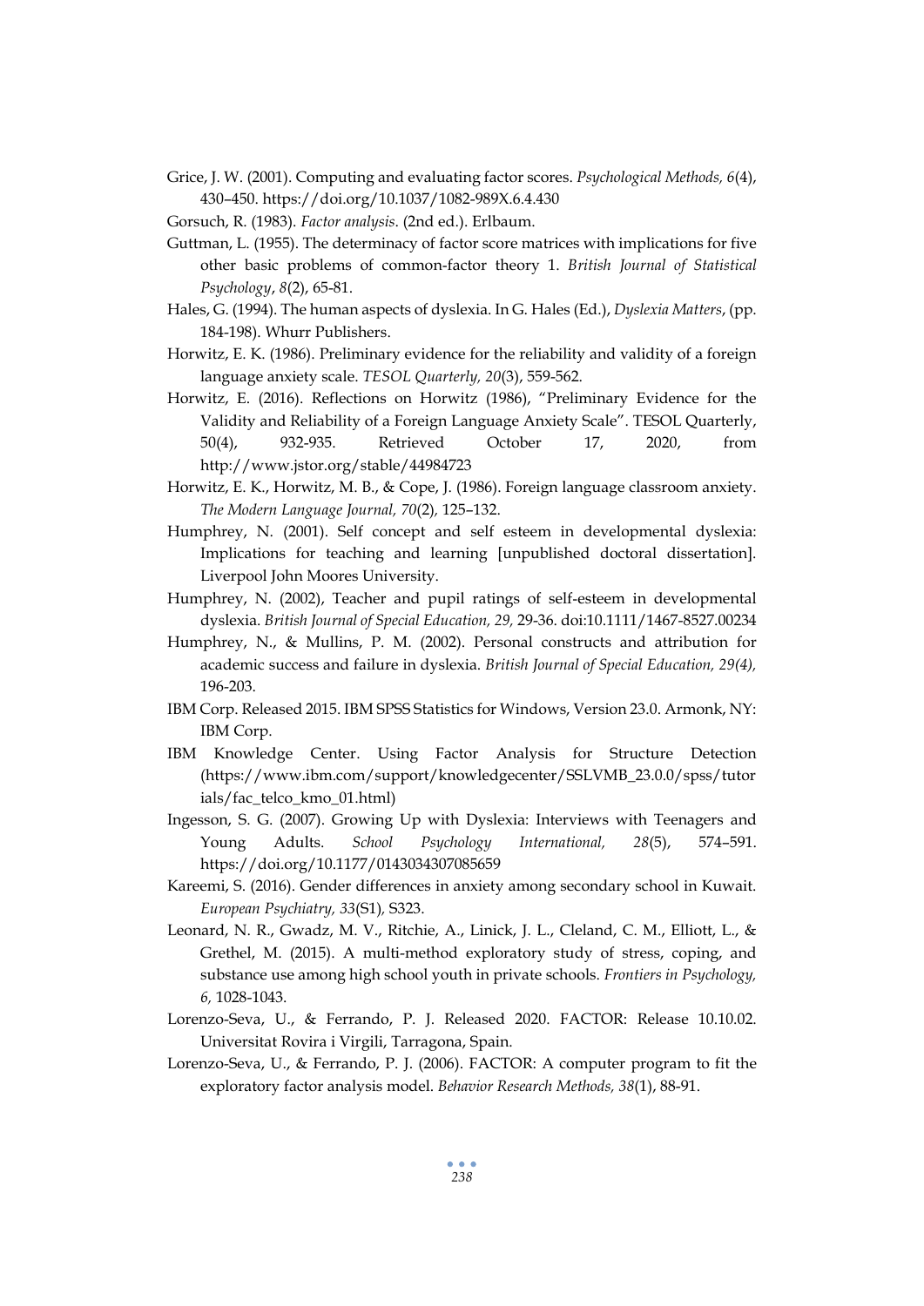Grice, J. W. (2001). Computing and evaluating factor scores. *Psychological Methods, 6*(4), 430–450. https://doi.org/10.1037/1082-989X.6.4.430

Gorsuch, R. (1983). *Factor analysis*. (2nd ed.). Erlbaum.

Guttman, L. (1955). The determinacy of factor score matrices with implications for five other basic problems of common‐factor theory 1. *British Journal of Statistical Psychology*, *8*(2), 65-81.

Hales, G. (1994). The human aspects of dyslexia. In G. Hales (Ed.), *Dyslexia Matters*, (pp. 184-198). Whurr Publishers.

Horwitz, E. K. (1986). Preliminary evidence for the reliability and validity of a foreign language anxiety scale. *TESOL Quarterly, 20*(3), 559-562.

Horwitz, E. (2016). Reflections on Horwitz (1986), "Preliminary Evidence for the Validity and Reliability of a Foreign Language Anxiety Scale". TESOL Quarterly, 50(4), 932-935. Retrieved October 17, 2020, from http://www.jstor.org/stable/44984723

Horwitz, E. K., Horwitz, M. B., & Cope, J. (1986). Foreign language classroom anxiety. *The Modern Language Journal, 70*(2), 125–132.

Humphrey, N. (2001). Self concept and self esteem in developmental dyslexia: Implications for teaching and learning [unpublished doctoral dissertation]. Liverpool John Moores University.

Humphrey, N. (2002), Teacher and pupil ratings of self-esteem in developmental dyslexia. *British Journal of Special Education, 29,* 29-36. doi:10.1111/1467-8527.00234

Humphrey, N., & Mullins, P. M. (2002). Personal constructs and attribution for academic success and failure in dyslexia. *British Journal of Special Education, 29(4),* 196-203.

IBM Corp. Released 2015. IBM SPSS Statistics for Windows, Version 23.0. Armonk, NY: IBM Corp.

IBM Knowledge Center. Using Factor Analysis for Structure Detection (https://www.ibm.com/support/knowledgecenter/SSLVMB_23.0.0/spss/tutorials/fac_telco_kmo_01.html)

Ingesson, S. G. (2007). Growing Up with Dyslexia: Interviews with Teenagers and Young Adults. *School Psychology International, 28*(5), 574–591. https://doi.org/10.1177/0143034307085659

Kareemi, S. (2016). Gender differences in anxiety among secondary school in Kuwait. *European Psychiatry, 33*(S1)*,* S323.

Leonard, N. R., Gwadz, M. V., Ritchie, A., Linick, J. L., Cleland, C. M., Elliott, L., & Grethel, M. (2015). A multi-method exploratory study of stress, coping, and substance use among high school youth in private schools. *Frontiers in Psychology, 6,* 1028-1043.

Lorenzo-Seva, U., & Ferrando, P. J. Released 2020. FACTOR: Release 10.10.02. Universitat Rovira i Virgili, Tarragona, Spain.

Lorenzo-Seva, U., & Ferrando, P. J. (2006). FACTOR: A computer program to fit the exploratory factor analysis model. *Behavior Research Methods, 38*(1), 88-91.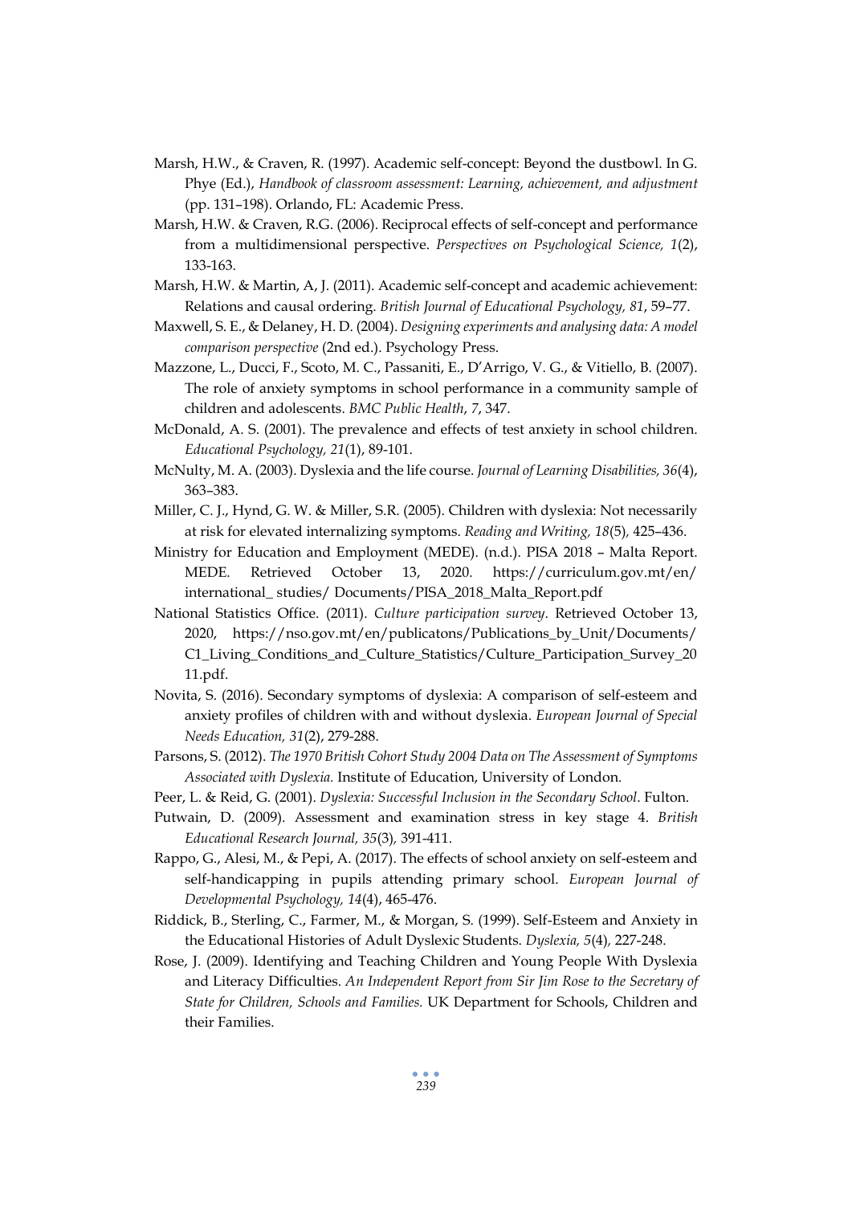Marsh, H.W., & Craven, R. (1997). Academic self-concept: Beyond the dustbowl. In G. Phye (Ed.), *Handbook of classroom assessment: Learning, achievement, and adjustment* (pp. 131–198). Orlando, FL: Academic Press.

Marsh, H.W. & Craven, R.G. (2006). Reciprocal effects of self-concept and performance from a multidimensional perspective. *Perspectives on Psychological Science, 1*(2), 133-163.

Marsh, H.W. & Martin, A, J. (2011). Academic self-concept and academic achievement: Relations and causal ordering. *British Journal of Educational Psychology, 81*, 59–77.

Maxwell, S. E., & Delaney, H. D. (2004). *Designing experiments and analysing data: A model comparison perspective* (2nd ed.). Psychology Press.

Mazzone, L., Ducci, F., Scoto, M. C., Passaniti, E., D'Arrigo, V. G., & Vitiello, B. (2007). The role of anxiety symptoms in school performance in a community sample of children and adolescents. *BMC Public Health*, *7*, 347.

McDonald, A. S. (2001). The prevalence and effects of test anxiety in school children. *Educational Psychology, 21*(1), 89-101.

McNulty, M. A. (2003). Dyslexia and the life course. *Journal of Learning Disabilities, 36*(4), 363–383.

Miller, C. J., Hynd, G. W. & Miller, S.R. (2005). Children with dyslexia: Not necessarily at risk for elevated internalizing symptoms. *Reading and Writing, 18*(5), 425–436.

Ministry for Education and Employment (MEDE). (n.d.). PISA 2018 – Malta Report. MEDE. Retrieved October 13, 2020. https://curriculum.gov.mt/en/international_ studies/ Documents/PISA_2018_Malta_Report.pdf

National Statistics Office. (2011). *Culture participation survey*. Retrieved October 13, 2020, https://nso.gov.mt/en/publicatons/Publications_by_Unit/Documents/C1_Living_Conditions_and_Culture_Statistics/Culture_Participation_Survey_2011.pdf.

Novita, S. (2016). Secondary symptoms of dyslexia: A comparison of self-esteem and anxiety profiles of children with and without dyslexia. *European Journal of Special Needs Education, 31*(2), 279-288.

Parsons, S. (2012). *The 1970 British Cohort Study 2004 Data on The Assessment of Symptoms Associated with Dyslexia.* Institute of Education, University of London.

Peer, L. & Reid, G. (2001). *Dyslexia: Successful Inclusion in the Secondary School*. Fulton.

Putwain, D. (2009). Assessment and examination stress in key stage 4. *British Educational Research Journal, 35*(3), 391-411.

Rappo, G., Alesi, M., & Pepi, A. (2017). The effects of school anxiety on self-esteem and self-handicapping in pupils attending primary school. *European Journal of Developmental Psychology, 14*(4), 465-476.

Riddick, B., Sterling, C., Farmer, M., & Morgan, S. (1999). Self-Esteem and Anxiety in the Educational Histories of Adult Dyslexic Students. *Dyslexia, 5*(4), 227-248.

Rose, J. (2009). Identifying and Teaching Children and Young People With Dyslexia and Literacy Difficulties. *An Independent Report from Sir Jim Rose to the Secretary of State for Children, Schools and Families.* UK Department for Schools, Children and their Families.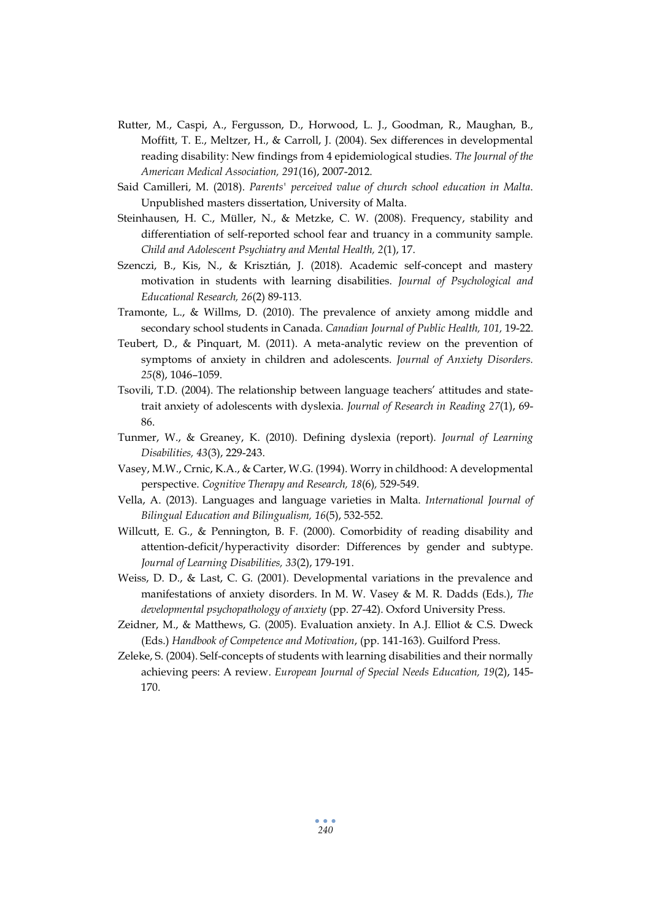Rutter, M., Caspi, A., Fergusson, D., Horwood, L. J., Goodman, R., Maughan, B., Moffitt, T. E., Meltzer, H., & Carroll, J. (2004). Sex differences in developmental reading disability: New findings from 4 epidemiological studies. *The Journal of the American Medical Association, 291*(16), 2007-2012.

Said Camilleri, M. (2018). *Parents' perceived value of church school education in Malta*. Unpublished masters dissertation, University of Malta.

Steinhausen, H. C., Müller, N., & Metzke, C. W. (2008). Frequency, stability and differentiation of self-reported school fear and truancy in a community sample. *Child and Adolescent Psychiatry and Mental Health, 2*(1), 17.

Szenczi, B., Kis, N., & Krisztián, J. (2018). Academic self-concept and mastery motivation in students with learning disabilities. *Journal of Psychological and Educational Research, 26*(2) 89-113.

Tramonte, L., & Willms, D. (2010). The prevalence of anxiety among middle and secondary school students in Canada. *Canadian Journal of Public Health, 101,* 19-22.

Teubert, D., & Pinquart, M. (2011). A meta-analytic review on the prevention of symptoms of anxiety in children and adolescents. *Journal of Anxiety Disorders. 25*(8), 1046–1059.

Tsovili, T.D. (2004). The relationship between language teachers' attitudes and state-trait anxiety of adolescents with dyslexia. *Journal of Research in Reading 27*(1), 69-86.

Tunmer, W., & Greaney, K. (2010). Defining dyslexia (report). *Journal of Learning Disabilities, 43*(3), 229-243.

Vasey, M.W., Crnic, K.A., & Carter, W.G. (1994). Worry in childhood: A developmental perspective. *Cognitive Therapy and Research, 18*(6)*,* 529-549.

Vella, A. (2013). Languages and language varieties in Malta. *International Journal of Bilingual Education and Bilingualism, 16*(5), 532-552.

Willcutt, E. G., & Pennington, B. F. (2000). Comorbidity of reading disability and attention-deficit/hyperactivity disorder: Differences by gender and subtype. *Journal of Learning Disabilities, 33*(2), 179-191.

Weiss, D. D., & Last, C. G. (2001). Developmental variations in the prevalence and manifestations of anxiety disorders. In M. W. Vasey & M. R. Dadds (Eds.), *The developmental psychopathology of anxiety* (pp. 27-42). Oxford University Press.

Zeidner, M., & Matthews, G. (2005). Evaluation anxiety. In A.J. Elliot & C.S. Dweck (Eds.) *Handbook of Competence and Motivation*, (pp. 141-163). Guilford Press.

Zeleke, S. (2004). Self-concepts of students with learning disabilities and their normally achieving peers: A review. *European Journal of Special Needs Education, 19*(2), 145-170.